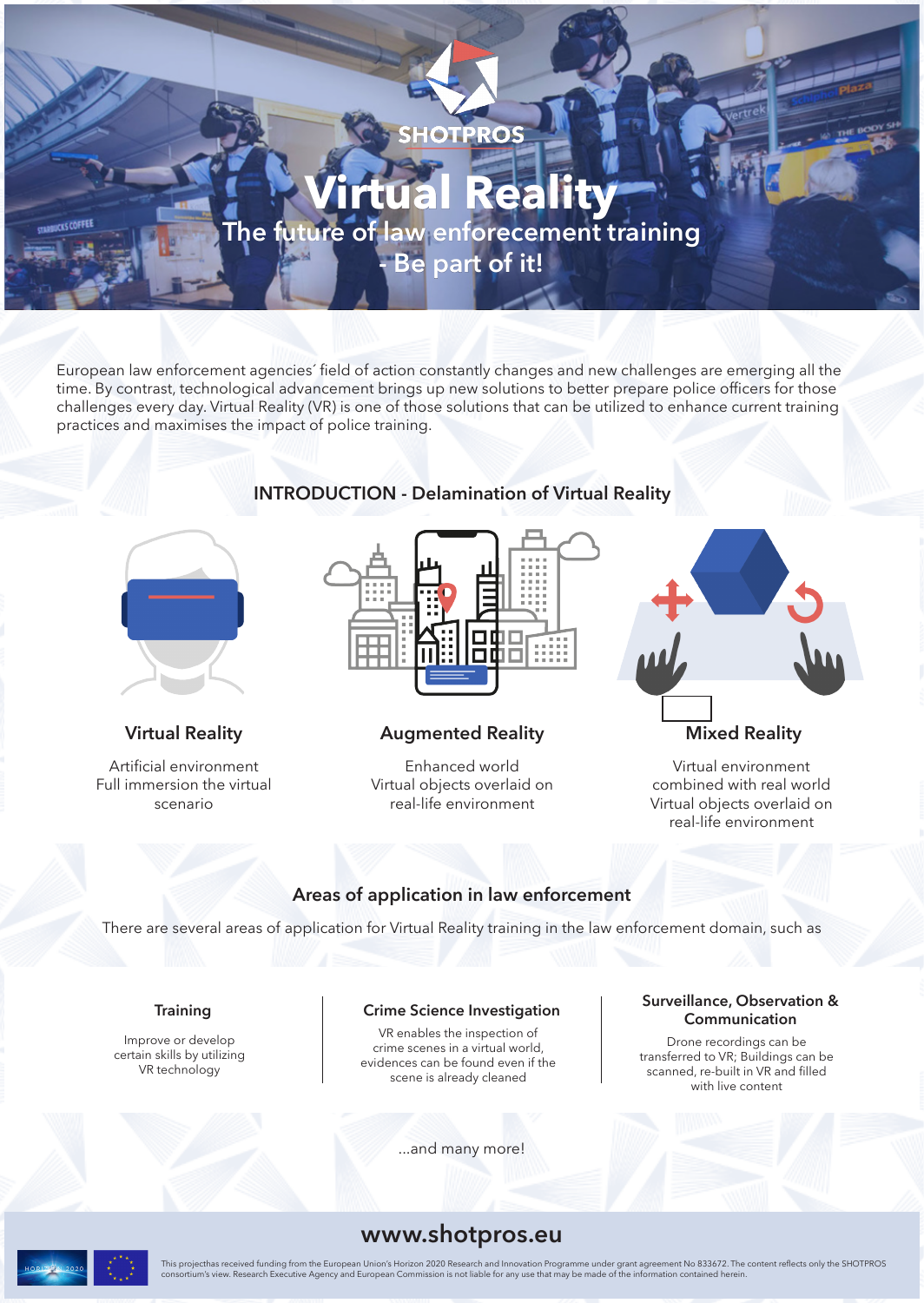SHOTPROS

# Virtual Reality

## The future of law enforcement training - Be part of it!

European law enforcement agencies´ field of action constantly changes and new challenges are emerging all the time. By contrast, technological advancement brings up new solutions to better prepare police officers for those challenges every day. Virtual Reality (VR) is one of those solutions that can be utilized to enhance current training practices and maximises the impact of police training.

## INTRODUCTION - Delamination of Virtual Reality

### Virtual Reality

Artificial environment
Full immersion the virtual scenario

### Augmented Reality

Enhanced world
Virtual objects overlaid on real-life environment

### Mixed Reality

Virtual environment combined with real world
Virtual objects overlaid on real-life environment

## Areas of application in law enforcement

There are several areas of application for Virtual Reality training in the law enforcement domain, such as

### Training

Improve or develop certain skills by utilizing VR technology

### Crime Science Investigation

VR enables the inspection of crime scenes in a virtual world, evidences can be found even if the scene is already cleaned

### Surveillance, Observation & Communication

Drone recordings can be transferred to VR; Buildings can be scanned, re-built in VR and filled with live content

...and many more!

**www.shotpros.eu**

This projecthas received funding from the European Union's Horizon 2020 Research and Innovation Programme under grant agreement No 833672. The content reflects only the SHOTPROS consortium's view. Research Executive Agency and European Commission is not liable for any use that may be made of the information contained herein.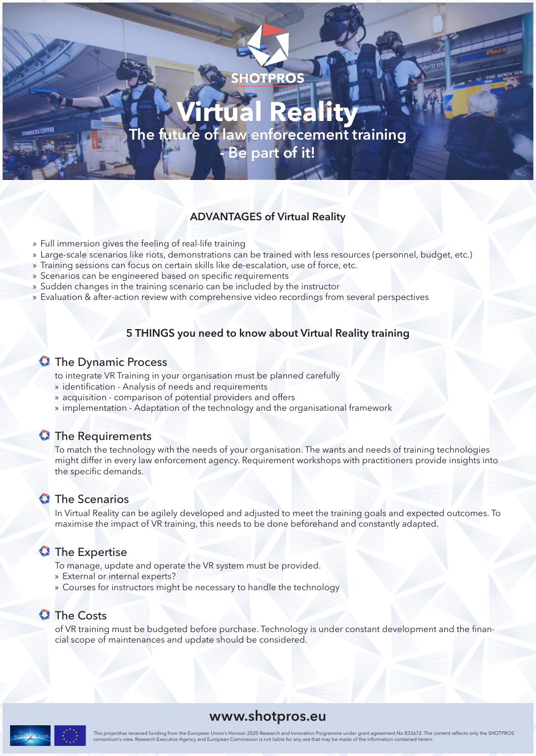SHOTPROS

# Virtual Reality

## The future of law enforcement training - Be part of it!

### ADVANTAGES of Virtual Reality

- Full immersion gives the feeling of real-life training
- Large-scale scenarios like riots, demonstrations can be trained with less resources (personnel, budget, etc.)
- Training sessions can focus on certain skills like de-escalation, use of force, etc.
- Scenarios can be engineered based on specific requirements
- Sudden changes in the training scenario can be included by the instructor
- Evaluation & after-action review with comprehensive video recordings from several perspectives

### 5 THINGS you need to know about Virtual Reality training

#### The Dynamic Process

to integrate VR Training in your organisation must be planned carefully

- identification - Analysis of needs and requirements
- acquisition - comparison of potential providers and offers
- implementation - Adaptation of the technology and the organisational framework

#### The Requirements

To match the technology with the needs of your organisation. The wants and needs of training technologies might differ in every law enforcement agency. Requirement workshops with practitioners provide insights into the specific demands.

#### The Scenarios

In Virtual Reality can be agilely developed and adjusted to meet the training goals and expected outcomes. To maximise the impact of VR training, this needs to be done beforehand and constantly adapted.

#### The Expertise

To manage, update and operate the VR system must be provided.

- External or internal experts?
- Courses for instructors might be necessary to handle the technology

#### The Costs

of VR training must be budgeted before purchase. Technology is under constant development and the financial scope of maintenances and update should be considered.

**www.shotpros.eu**

This projecthas received funding from the European Union's Horizon 2020 Research and Innovation Programme under grant agreement No 833672. The content reflects only the SHOTPROS consortium's view. Research Executive Agency and European Commission is not liable for any use that may be made of the information contained herein.